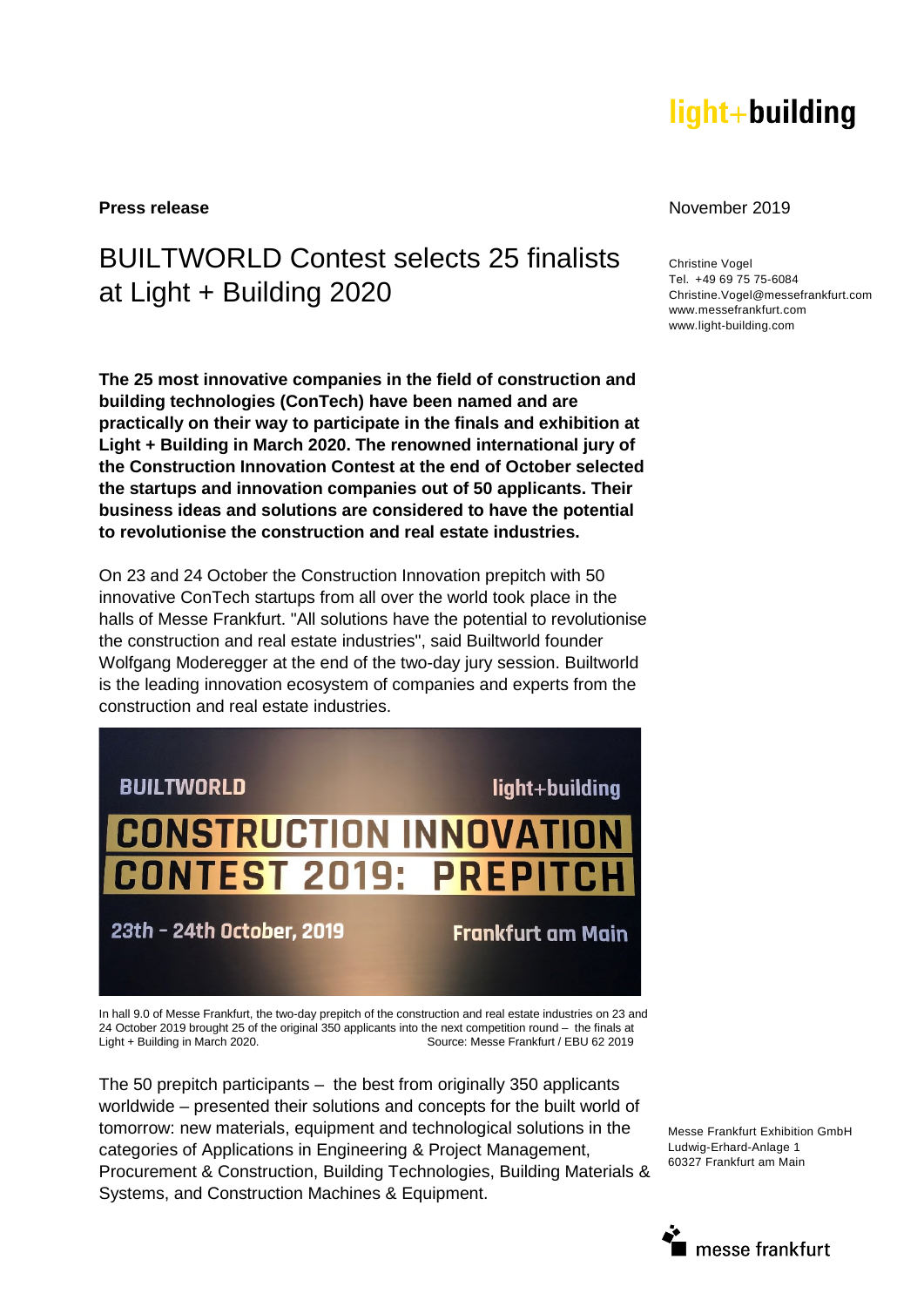**Press release**

November 2019

Christine Vogel
Tel. +49 69 75 75-6084
Christine.Vogel@messefrankfurt.com
www.messefrankfurt.com
www.light-building.com

# BUILTWORLD Contest selects 25 finalists at Light + Building 2020

**The 25 most innovative companies in the field of construction and building technologies (ConTech) have been named and are practically on their way to participate in the finals and exhibition at Light + Building in March 2020. The renowned international jury of the Construction Innovation Contest at the end of October selected the startups and innovation companies out of 50 applicants. Their business ideas and solutions are considered to have the potential to revolutionise the construction and real estate industries.**

On 23 and 24 October the Construction Innovation prepitch with 50 innovative ConTech startups from all over the world took place in the halls of Messe Frankfurt. "All solutions have the potential to revolutionise the construction and real estate industries", said Builtworld founder Wolfgang Moderegger at the end of the two-day jury session. Builtworld is the leading innovation ecosystem of companies and experts from the construction and real estate industries.

In hall 9.0 of Messe Frankfurt, the two-day prepitch of the construction and real estate industries on 23 and 24 October 2019 brought 25 of the original 350 applicants into the next competition round – the finals at Light + Building in March 2020. Source: Messe Frankfurt / EBU 62 2019

The 50 prepitch participants – the best from originally 350 applicants worldwide – presented their solutions and concepts for the built world of tomorrow: new materials, equipment and technological solutions in the categories of Applications in Engineering & Project Management, Procurement & Construction, Building Technologies, Building Materials & Systems, and Construction Machines & Equipment.

Messe Frankfurt Exhibition GmbH
Ludwig-Erhard-Anlage 1
60327 Frankfurt am Main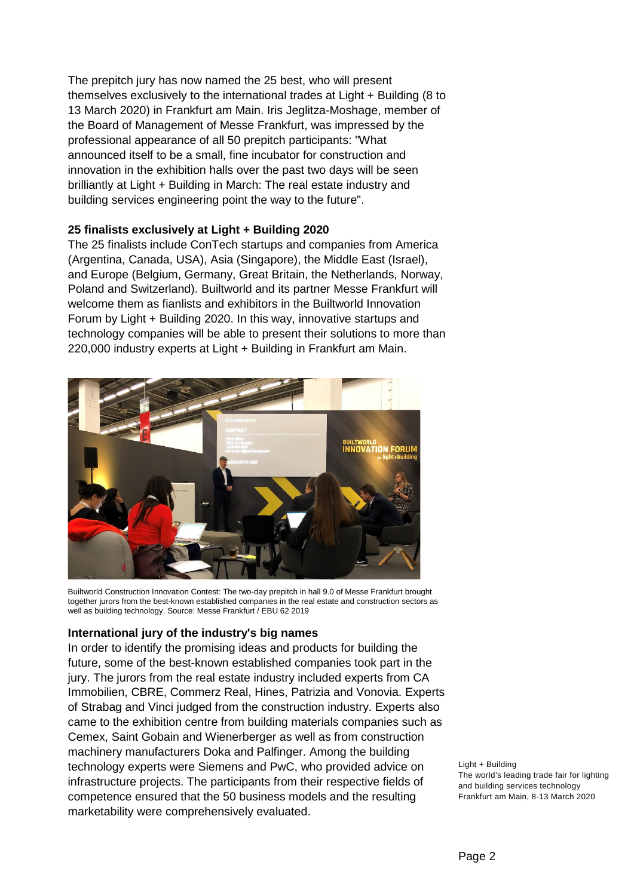The prepitch jury has now named the 25 best, who will present themselves exclusively to the international trades at Light + Building (8 to 13 March 2020) in Frankfurt am Main. Iris Jeglitza-Moshage, member of the Board of Management of Messe Frankfurt, was impressed by the professional appearance of all 50 prepitch participants: "What announced itself to be a small, fine incubator for construction and innovation in the exhibition halls over the past two days will be seen brilliantly at Light + Building in March: The real estate industry and building services engineering point the way to the future".

**25 finalists exclusively at Light + Building 2020**

The 25 finalists include ConTech startups and companies from America (Argentina, Canada, USA), Asia (Singapore), the Middle East (Israel), and Europe (Belgium, Germany, Great Britain, the Netherlands, Norway, Poland and Switzerland). Builtworld and its partner Messe Frankfurt will welcome them as fianlists and exhibitors in the Builtworld Innovation Forum by Light + Building 2020. In this way, innovative startups and technology companies will be able to present their solutions to more than 220,000 industry experts at Light + Building in Frankfurt am Main.

Builtworld Construction Innovation Contest: The two-day prepitch in hall 9.0 of Messe Frankfurt brought together jurors from the best-known established companies in the real estate and construction sectors as well as building technology. Source: Messe Frankfurt / EBU 62 2019

**International jury of the industry's big names**

In order to identify the promising ideas and products for building the future, some of the best-known established companies took part in the jury. The jurors from the real estate industry included experts from CA Immobilien, CBRE, Commerz Real, Hines, Patrizia and Vonovia. Experts of Strabag and Vinci judged from the construction industry. Experts also came to the exhibition centre from building materials companies such as Cemex, Saint Gobain and Wienerberger as well as from construction machinery manufacturers Doka and Palfinger. Among the building technology experts were Siemens and PwC, who provided advice on infrastructure projects. The participants from their respective fields of competence ensured that the 50 business models and the resulting marketability were comprehensively evaluated.

Light + Building
The world's leading trade fair for lighting and building services technology
Frankfurt am Main, 8-13 March 2020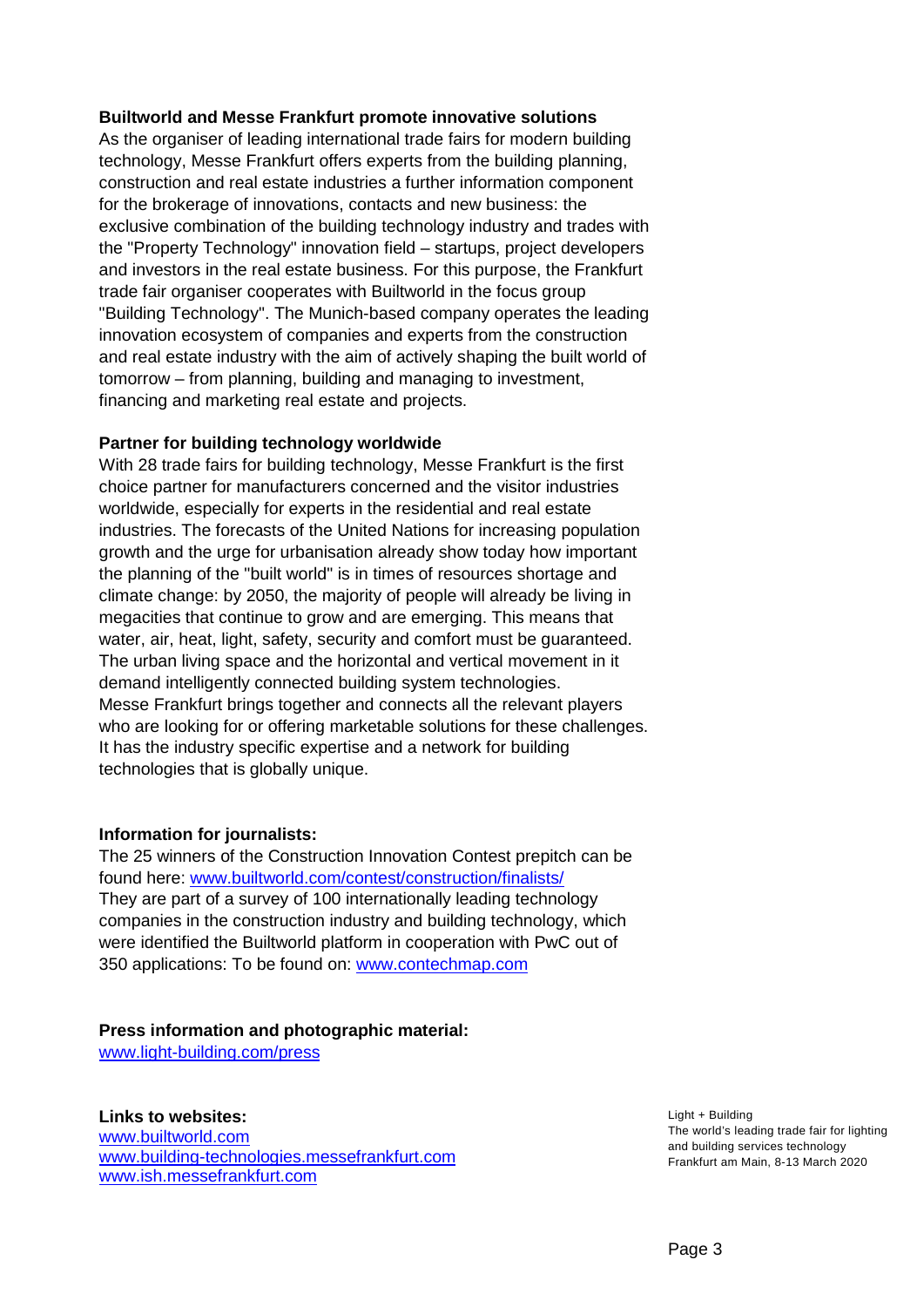**Builtworld and Messe Frankfurt promote innovative solutions**

As the organiser of leading international trade fairs for modern building technology, Messe Frankfurt offers experts from the building planning, construction and real estate industries a further information component for the brokerage of innovations, contacts and new business: the exclusive combination of the building technology industry and trades with the "Property Technology" innovation field – startups, project developers and investors in the real estate business. For this purpose, the Frankfurt trade fair organiser cooperates with Builtworld in the focus group "Building Technology". The Munich-based company operates the leading innovation ecosystem of companies and experts from the construction and real estate industry with the aim of actively shaping the built world of tomorrow – from planning, building and managing to investment, financing and marketing real estate and projects.

**Partner for building technology worldwide**

With 28 trade fairs for building technology, Messe Frankfurt is the first choice partner for manufacturers concerned and the visitor industries worldwide, especially for experts in the residential and real estate industries. The forecasts of the United Nations for increasing population growth and the urge for urbanisation already show today how important the planning of the "built world" is in times of resources shortage and climate change: by 2050, the majority of people will already be living in megacities that continue to grow and are emerging. This means that water, air, heat, light, safety, security and comfort must be guaranteed. The urban living space and the horizontal and vertical movement in it demand intelligently connected building system technologies.
Messe Frankfurt brings together and connects all the relevant players who are looking for or offering marketable solutions for these challenges. It has the industry specific expertise and a network for building technologies that is globally unique.

**Information for journalists:**

The 25 winners of the Construction Innovation Contest prepitch can be found here: www.builtworld.com/contest/construction/finalists/
They are part of a survey of 100 internationally leading technology companies in the construction industry and building technology, which were identified the Builtworld platform in cooperation with PwC out of 350 applications: To be found on: www.contechmap.com

**Press information and photographic material:**

www.light-building.com/press

**Links to websites:**

www.builtworld.com
www.building-technologies.messefrankfurt.com
www.ish.messefrankfurt.com

Light + Building
The world's leading trade fair for lighting and building services technology
Frankfurt am Main, 8-13 March 2020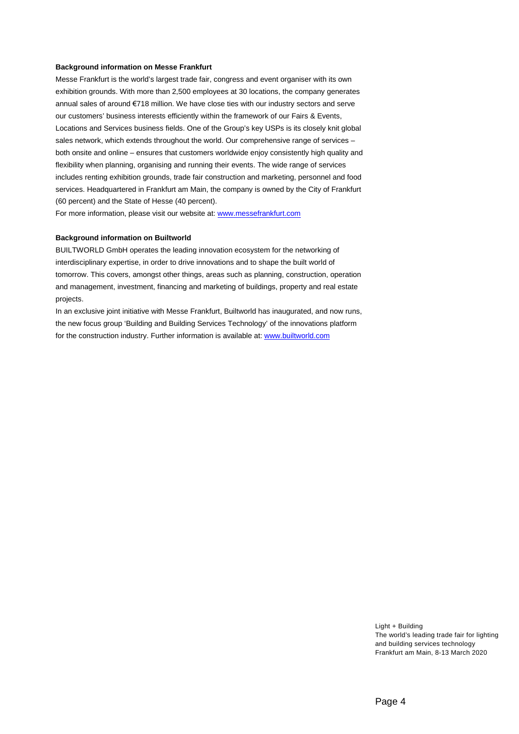**Background information on Messe Frankfurt**

Messe Frankfurt is the world's largest trade fair, congress and event organiser with its own exhibition grounds. With more than 2,500 employees at 30 locations, the company generates annual sales of around €718 million. We have close ties with our industry sectors and serve our customers' business interests efficiently within the framework of our Fairs & Events, Locations and Services business fields. One of the Group's key USPs is its closely knit global sales network, which extends throughout the world. Our comprehensive range of services – both onsite and online – ensures that customers worldwide enjoy consistently high quality and flexibility when planning, organising and running their events. The wide range of services includes renting exhibition grounds, trade fair construction and marketing, personnel and food services. Headquartered in Frankfurt am Main, the company is owned by the City of Frankfurt (60 percent) and the State of Hesse (40 percent).

For more information, please visit our website at: www.messefrankfurt.com

**Background information on Builtworld**

BUILTWORLD GmbH operates the leading innovation ecosystem for the networking of interdisciplinary expertise, in order to drive innovations and to shape the built world of tomorrow. This covers, amongst other things, areas such as planning, construction, operation and management, investment, financing and marketing of buildings, property and real estate projects.

In an exclusive joint initiative with Messe Frankfurt, Builtworld has inaugurated, and now runs, the new focus group 'Building and Building Services Technology' of the innovations platform for the construction industry. Further information is available at: www.builtworld.com